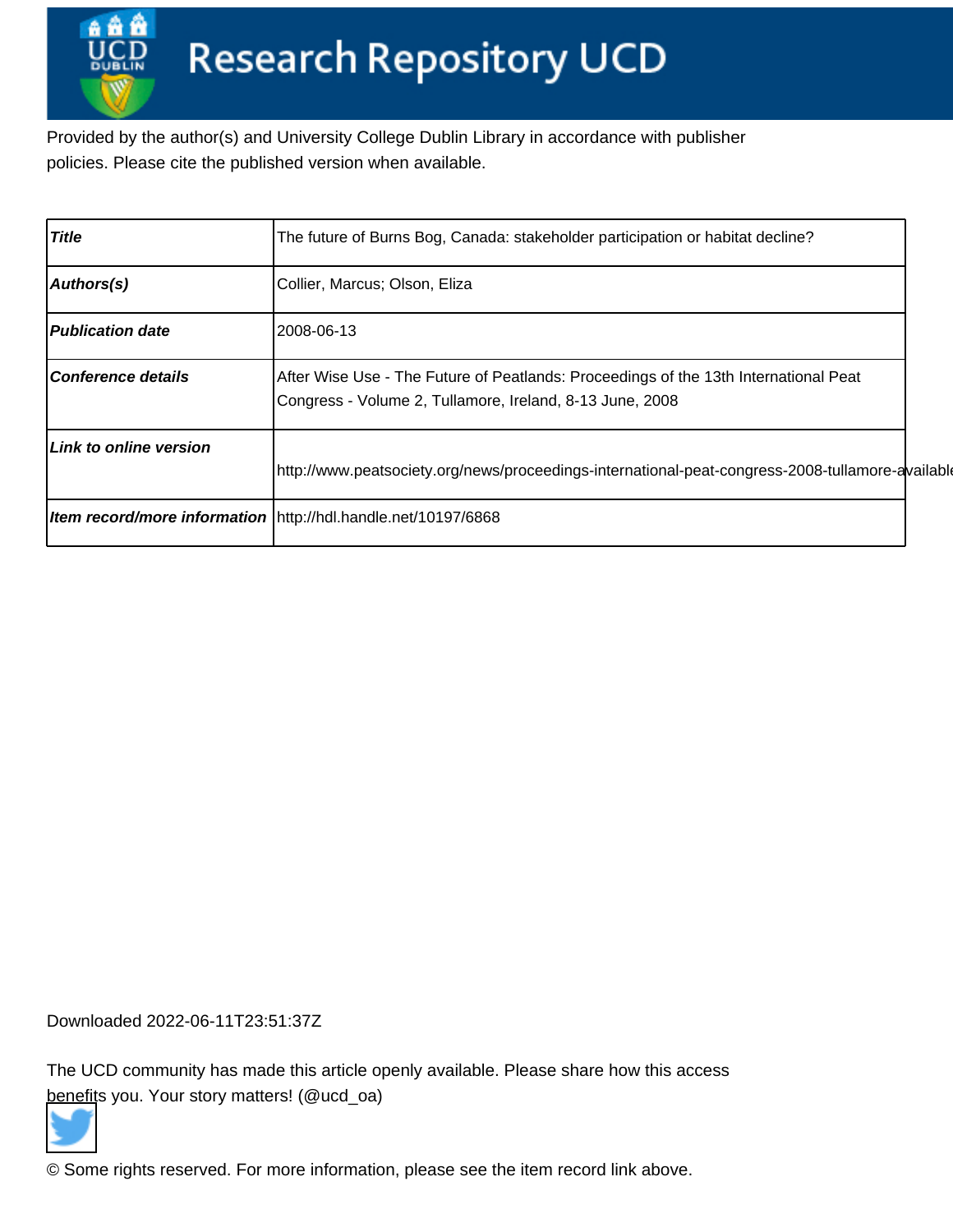Research Repository UCD

Provided by the author(s) and University College Dublin Library in accordance with publisher policies. Please cite the published version when available.

| *Title* | The future of Burns Bog, Canada: stakeholder participation or habitat decline? |
|---|---|
| *Authors(s)* | Collier, Marcus; Olson, Eliza |
| *Publication date* | 2008-06-13 |
| *Conference details* | After Wise Use - The Future of Peatlands: Proceedings of the 13th International Peat Congress - Volume 2, Tullamore, Ireland, 8-13 June, 2008 |
| *Link to online version* | http://www.peatsociety.org/news/proceedings-international-peat-congress-2008-tullamore-available |
| *Item record/more information* | http://hdl.handle.net/10197/6868 |

Downloaded 2022-06-11T23:51:37Z

The UCD community has made this article openly available. Please share how this access benefits you. Your story matters! (@ucd_oa)

© Some rights reserved. For more information, please see the item record link above.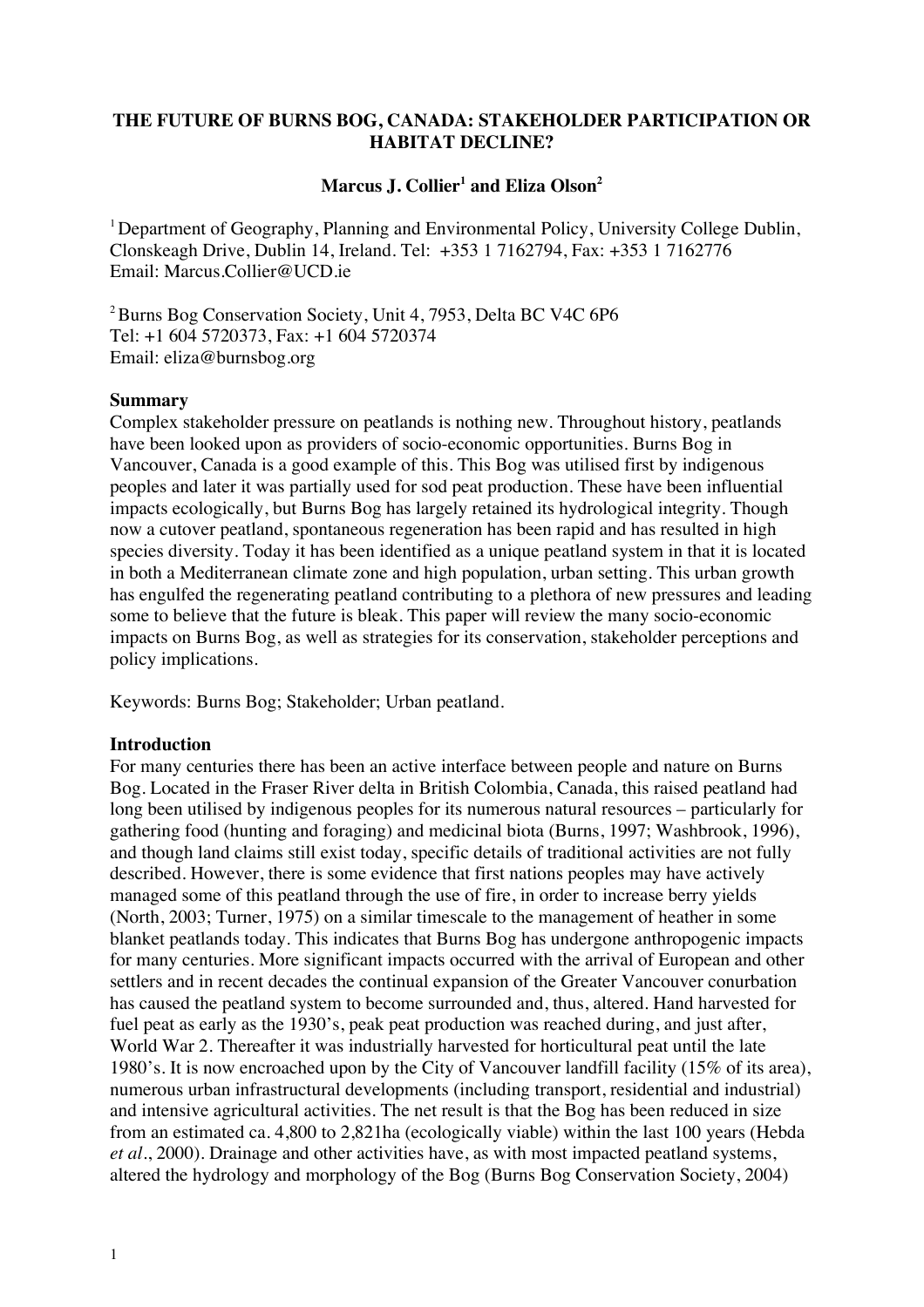**THE FUTURE OF BURNS BOG, CANADA: STAKEHOLDER PARTICIPATION OR HABITAT DECLINE?**

**Marcus J. Collier[1] and Eliza Olson[2]**

[1] Department of Geography, Planning and Environmental Policy, University College Dublin, Clonskeagh Drive, Dublin 14, Ireland. Tel: +353 1 7162794, Fax: +353 1 7162776
Email: Marcus.Collier@UCD.ie

[2] Burns Bog Conservation Society, Unit 4, 7953, Delta BC V4C 6P6
Tel: +1 604 5720373, Fax: +1 604 5720374
Email: eliza@burnsbog.org

**Summary**

Complex stakeholder pressure on peatlands is nothing new. Throughout history, peatlands have been looked upon as providers of socio-economic opportunities. Burns Bog in Vancouver, Canada is a good example of this. This Bog was utilised first by indigenous peoples and later it was partially used for sod peat production. These have been influential impacts ecologically, but Burns Bog has largely retained its hydrological integrity. Though now a cutover peatland, spontaneous regeneration has been rapid and has resulted in high species diversity. Today it has been identified as a unique peatland system in that it is located in both a Mediterranean climate zone and high population, urban setting. This urban growth has engulfed the regenerating peatland contributing to a plethora of new pressures and leading some to believe that the future is bleak. This paper will review the many socio-economic impacts on Burns Bog, as well as strategies for its conservation, stakeholder perceptions and policy implications.

Keywords: Burns Bog; Stakeholder; Urban peatland.

**Introduction**

For many centuries there has been an active interface between people and nature on Burns Bog. Located in the Fraser River delta in British Colombia, Canada, this raised peatland had long been utilised by indigenous peoples for its numerous natural resources – particularly for gathering food (hunting and foraging) and medicinal biota (Burns, 1997; Washbrook, 1996), and though land claims still exist today, specific details of traditional activities are not fully described. However, there is some evidence that first nations peoples may have actively managed some of this peatland through the use of fire, in order to increase berry yields (North, 2003; Turner, 1975) on a similar timescale to the management of heather in some blanket peatlands today. This indicates that Burns Bog has undergone anthropogenic impacts for many centuries. More significant impacts occurred with the arrival of European and other settlers and in recent decades the continual expansion of the Greater Vancouver conurbation has caused the peatland system to become surrounded and, thus, altered. Hand harvested for fuel peat as early as the 1930's, peak peat production was reached during, and just after, World War 2. Thereafter it was industrially harvested for horticultural peat until the late 1980's. It is now encroached upon by the City of Vancouver landfill facility (15% of its area), numerous urban infrastructural developments (including transport, residential and industrial) and intensive agricultural activities. The net result is that the Bog has been reduced in size from an estimated ca. 4,800 to 2,821ha (ecologically viable) within the last 100 years (Hebda *et al*., 2000). Drainage and other activities have, as with most impacted peatland systems, altered the hydrology and morphology of the Bog (Burns Bog Conservation Society, 2004)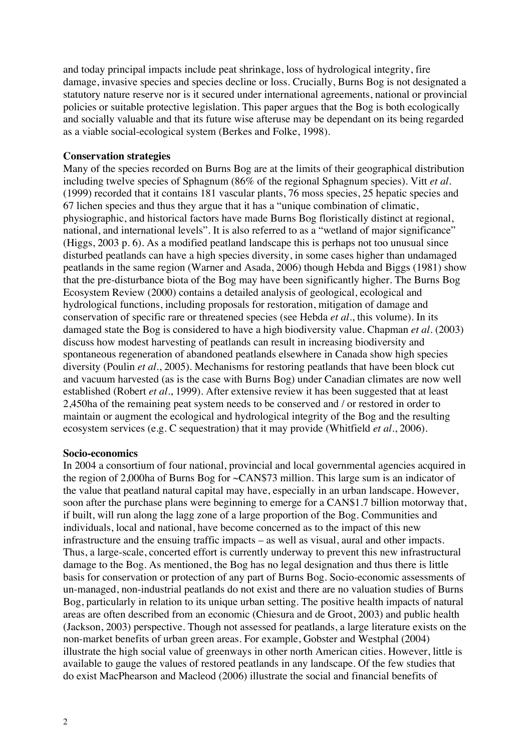and today principal impacts include peat shrinkage, loss of hydrological integrity, fire damage, invasive species and species decline or loss. Crucially, Burns Bog is not designated a statutory nature reserve nor is it secured under international agreements, national or provincial policies or suitable protective legislation. This paper argues that the Bog is both ecologically and socially valuable and that its future wise afteruse may be dependant on its being regarded as a viable social-ecological system (Berkes and Folke, 1998).

**Conservation strategies**

Many of the species recorded on Burns Bog are at the limits of their geographical distribution including twelve species of Sphagnum (86% of the regional Sphagnum species). Vitt *et al.* (1999) recorded that it contains 181 vascular plants, 76 moss species, 25 hepatic species and 67 lichen species and thus they argue that it has a "unique combination of climatic, physiographic, and historical factors have made Burns Bog floristically distinct at regional, national, and international levels". It is also referred to as a "wetland of major significance" (Higgs, 2003 p. 6). As a modified peatland landscape this is perhaps not too unusual since disturbed peatlands can have a high species diversity, in some cases higher than undamaged peatlands in the same region (Warner and Asada, 2006) though Hebda and Biggs (1981) show that the pre-disturbance biota of the Bog may have been significantly higher. The Burns Bog Ecosystem Review (2000) contains a detailed analysis of geological, ecological and hydrological functions, including proposals for restoration, mitigation of damage and conservation of specific rare or threatened species (see Hebda *et al.*, this volume). In its damaged state the Bog is considered to have a high biodiversity value. Chapman *et al.* (2003) discuss how modest harvesting of peatlands can result in increasing biodiversity and spontaneous regeneration of abandoned peatlands elsewhere in Canada show high species diversity (Poulin *et al.*, 2005). Mechanisms for restoring peatlands that have been block cut and vacuum harvested (as is the case with Burns Bog) under Canadian climates are now well established (Robert *et al.*, 1999). After extensive review it has been suggested that at least 2,450ha of the remaining peat system needs to be conserved and / or restored in order to maintain or augment the ecological and hydrological integrity of the Bog and the resulting ecosystem services (e.g. C sequestration) that it may provide (Whitfield *et al.*, 2006).

**Socio-economics**

In 2004 a consortium of four national, provincial and local governmental agencies acquired in the region of 2,000ha of Burns Bog for ~CAN$73 million. This large sum is an indicator of the value that peatland natural capital may have, especially in an urban landscape. However, soon after the purchase plans were beginning to emerge for a CAN$1.7 billion motorway that, if built, will run along the lagg zone of a large proportion of the Bog. Communities and individuals, local and national, have become concerned as to the impact of this new infrastructure and the ensuing traffic impacts – as well as visual, aural and other impacts. Thus, a large-scale, concerted effort is currently underway to prevent this new infrastructural damage to the Bog. As mentioned, the Bog has no legal designation and thus there is little basis for conservation or protection of any part of Burns Bog. Socio-economic assessments of un-managed, non-industrial peatlands do not exist and there are no valuation studies of Burns Bog, particularly in relation to its unique urban setting. The positive health impacts of natural areas are often described from an economic (Chiesura and de Groot, 2003) and public health (Jackson, 2003) perspective. Though not assessed for peatlands, a large literature exists on the non-market benefits of urban green areas. For example, Gobster and Westphal (2004) illustrate the high social value of greenways in other north American cities. However, little is available to gauge the values of restored peatlands in any landscape. Of the few studies that do exist MacPhearson and Macleod (2006) illustrate the social and financial benefits of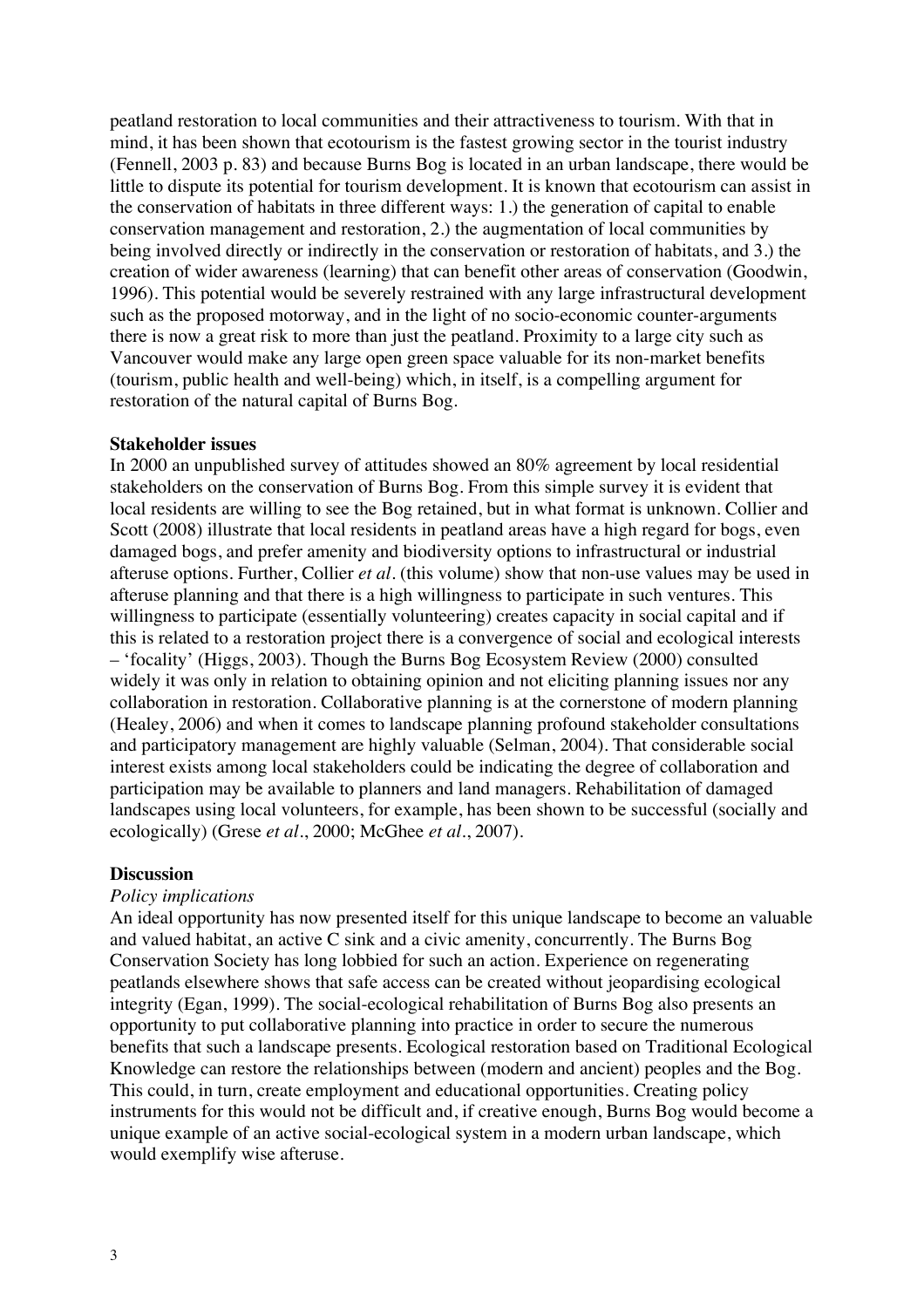peatland restoration to local communities and their attractiveness to tourism. With that in mind, it has been shown that ecotourism is the fastest growing sector in the tourist industry (Fennell, 2003 p. 83) and because Burns Bog is located in an urban landscape, there would be little to dispute its potential for tourism development. It is known that ecotourism can assist in the conservation of habitats in three different ways: 1.) the generation of capital to enable conservation management and restoration, 2.) the augmentation of local communities by being involved directly or indirectly in the conservation or restoration of habitats, and 3.) the creation of wider awareness (learning) that can benefit other areas of conservation (Goodwin, 1996). This potential would be severely restrained with any large infrastructural development such as the proposed motorway, and in the light of no socio-economic counter-arguments there is now a great risk to more than just the peatland. Proximity to a large city such as Vancouver would make any large open green space valuable for its non-market benefits (tourism, public health and well-being) which, in itself, is a compelling argument for restoration of the natural capital of Burns Bog.

**Stakeholder issues**

In 2000 an unpublished survey of attitudes showed an 80% agreement by local residential stakeholders on the conservation of Burns Bog. From this simple survey it is evident that local residents are willing to see the Bog retained, but in what format is unknown. Collier and Scott (2008) illustrate that local residents in peatland areas have a high regard for bogs, even damaged bogs, and prefer amenity and biodiversity options to infrastructural or industrial afteruse options. Further, Collier *et al*. (this volume) show that non-use values may be used in afteruse planning and that there is a high willingness to participate in such ventures. This willingness to participate (essentially volunteering) creates capacity in social capital and if this is related to a restoration project there is a convergence of social and ecological interests – 'focality' (Higgs, 2003). Though the Burns Bog Ecosystem Review (2000) consulted widely it was only in relation to obtaining opinion and not eliciting planning issues nor any collaboration in restoration. Collaborative planning is at the cornerstone of modern planning (Healey, 2006) and when it comes to landscape planning profound stakeholder consultations and participatory management are highly valuable (Selman, 2004). That considerable social interest exists among local stakeholders could be indicating the degree of collaboration and participation may be available to planners and land managers. Rehabilitation of damaged landscapes using local volunteers, for example, has been shown to be successful (socially and ecologically) (Grese *et al*., 2000; McGhee *et al*., 2007).

**Discussion**

*Policy implications*

An ideal opportunity has now presented itself for this unique landscape to become an valuable and valued habitat, an active C sink and a civic amenity, concurrently. The Burns Bog Conservation Society has long lobbied for such an action. Experience on regenerating peatlands elsewhere shows that safe access can be created without jeopardising ecological integrity (Egan, 1999). The social-ecological rehabilitation of Burns Bog also presents an opportunity to put collaborative planning into practice in order to secure the numerous benefits that such a landscape presents. Ecological restoration based on Traditional Ecological Knowledge can restore the relationships between (modern and ancient) peoples and the Bog. This could, in turn, create employment and educational opportunities. Creating policy instruments for this would not be difficult and, if creative enough, Burns Bog would become a unique example of an active social-ecological system in a modern urban landscape, which would exemplify wise afteruse.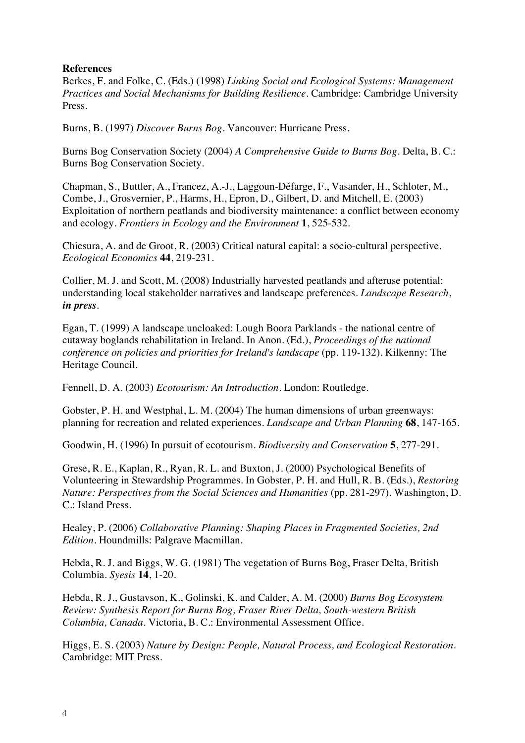**References**

Berkes, F. and Folke, C. (Eds.) (1998) *Linking Social and Ecological Systems: Management Practices and Social Mechanisms for Building Resilience*. Cambridge: Cambridge University Press.

Burns, B. (1997) *Discover Burns Bog*. Vancouver: Hurricane Press.

Burns Bog Conservation Society (2004) *A Comprehensive Guide to Burns Bog*. Delta, B. C.: Burns Bog Conservation Society.

Chapman, S., Buttler, A., Francez, A.-J., Laggoun-Défarge, F., Vasander, H., Schloter, M., Combe, J., Grosvernier, P., Harms, H., Epron, D., Gilbert, D. and Mitchell, E. (2003) Exploitation of northern peatlands and biodiversity maintenance: a conflict between economy and ecology. *Frontiers in Ecology and the Environment* **1**, 525-532.

Chiesura, A. and de Groot, R. (2003) Critical natural capital: a socio-cultural perspective. *Ecological Economics* **44**, 219-231.

Collier, M. J. and Scott, M. (2008) Industrially harvested peatlands and afteruse potential: understanding local stakeholder narratives and landscape preferences. *Landscape Research*, ***in press***.

Egan, T. (1999) A landscape uncloaked: Lough Boora Parklands - the national centre of cutaway boglands rehabilitation in Ireland. In Anon. (Ed.), *Proceedings of the national conference on policies and priorities for Ireland's landscape* (pp. 119-132). Kilkenny: The Heritage Council.

Fennell, D. A. (2003) *Ecotourism: An Introduction*. London: Routledge.

Gobster, P. H. and Westphal, L. M. (2004) The human dimensions of urban greenways: planning for recreation and related experiences. *Landscape and Urban Planning* **68**, 147-165.

Goodwin, H. (1996) In pursuit of ecotourism. *Biodiversity and Conservation* **5**, 277-291.

Grese, R. E., Kaplan, R., Ryan, R. L. and Buxton, J. (2000) Psychological Benefits of Volunteering in Stewardship Programmes. In Gobster, P. H. and Hull, R. B. (Eds.), *Restoring Nature: Perspectives from the Social Sciences and Humanities* (pp. 281-297). Washington, D. C.: Island Press.

Healey, P. (2006) *Collaborative Planning: Shaping Places in Fragmented Societies, 2nd Edition*. Houndmills: Palgrave Macmillan.

Hebda, R. J. and Biggs, W. G. (1981) The vegetation of Burns Bog, Fraser Delta, British Columbia. *Syesis* **14**, 1-20.

Hebda, R. J., Gustavson, K., Golinski, K. and Calder, A. M. (2000) *Burns Bog Ecosystem Review: Synthesis Report for Burns Bog, Fraser River Delta, South-western British Columbia, Canada*. Victoria, B. C.: Environmental Assessment Office.

Higgs, E. S. (2003) *Nature by Design: People, Natural Process, and Ecological Restoration*. Cambridge: MIT Press.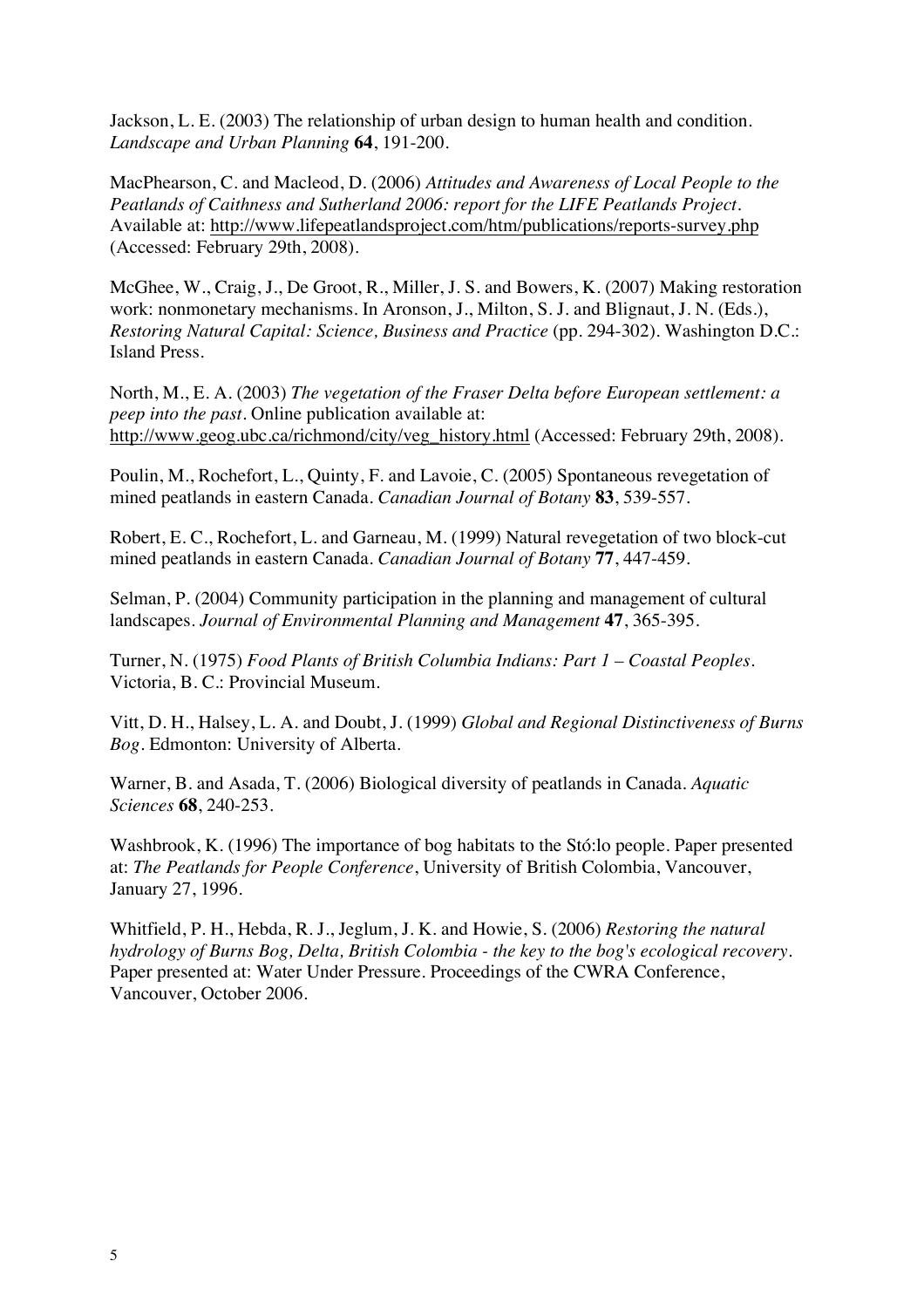Jackson, L. E. (2003) The relationship of urban design to human health and condition. *Landscape and Urban Planning* **64**, 191-200.

MacPhearson, C. and Macleod, D. (2006) *Attitudes and Awareness of Local People to the Peatlands of Caithness and Sutherland 2006: report for the LIFE Peatlands Project*. Available at: http://www.lifepeatlandsproject.com/htm/publications/reports-survey.php (Accessed: February 29th, 2008).

McGhee, W., Craig, J., De Groot, R., Miller, J. S. and Bowers, K. (2007) Making restoration work: nonmonetary mechanisms. In Aronson, J., Milton, S. J. and Blignaut, J. N. (Eds.), *Restoring Natural Capital: Science, Business and Practice* (pp. 294-302). Washington D.C.: Island Press.

North, M., E. A. (2003) *The vegetation of the Fraser Delta before European settlement: a peep into the past*. Online publication available at: http://www.geog.ubc.ca/richmond/city/veg_history.html (Accessed: February 29th, 2008).

Poulin, M., Rochefort, L., Quinty, F. and Lavoie, C. (2005) Spontaneous revegetation of mined peatlands in eastern Canada. *Canadian Journal of Botany* **83**, 539-557.

Robert, E. C., Rochefort, L. and Garneau, M. (1999) Natural revegetation of two block-cut mined peatlands in eastern Canada. *Canadian Journal of Botany* **77**, 447-459.

Selman, P. (2004) Community participation in the planning and management of cultural landscapes. *Journal of Environmental Planning and Management* **47**, 365-395.

Turner, N. (1975) *Food Plants of British Columbia Indians: Part 1 – Coastal Peoples*. Victoria, B. C.: Provincial Museum.

Vitt, D. H., Halsey, L. A. and Doubt, J. (1999) *Global and Regional Distinctiveness of Burns Bog*. Edmonton: University of Alberta.

Warner, B. and Asada, T. (2006) Biological diversity of peatlands in Canada. *Aquatic Sciences* **68**, 240-253.

Washbrook, K. (1996) The importance of bog habitats to the Stó:lo people. Paper presented at: *The Peatlands for People Conference*, University of British Colombia, Vancouver, January 27, 1996.

Whitfield, P. H., Hebda, R. J., Jeglum, J. K. and Howie, S. (2006) *Restoring the natural hydrology of Burns Bog, Delta, British Colombia - the key to the bog's ecological recovery*. Paper presented at: Water Under Pressure. Proceedings of the CWRA Conference, Vancouver, October 2006.